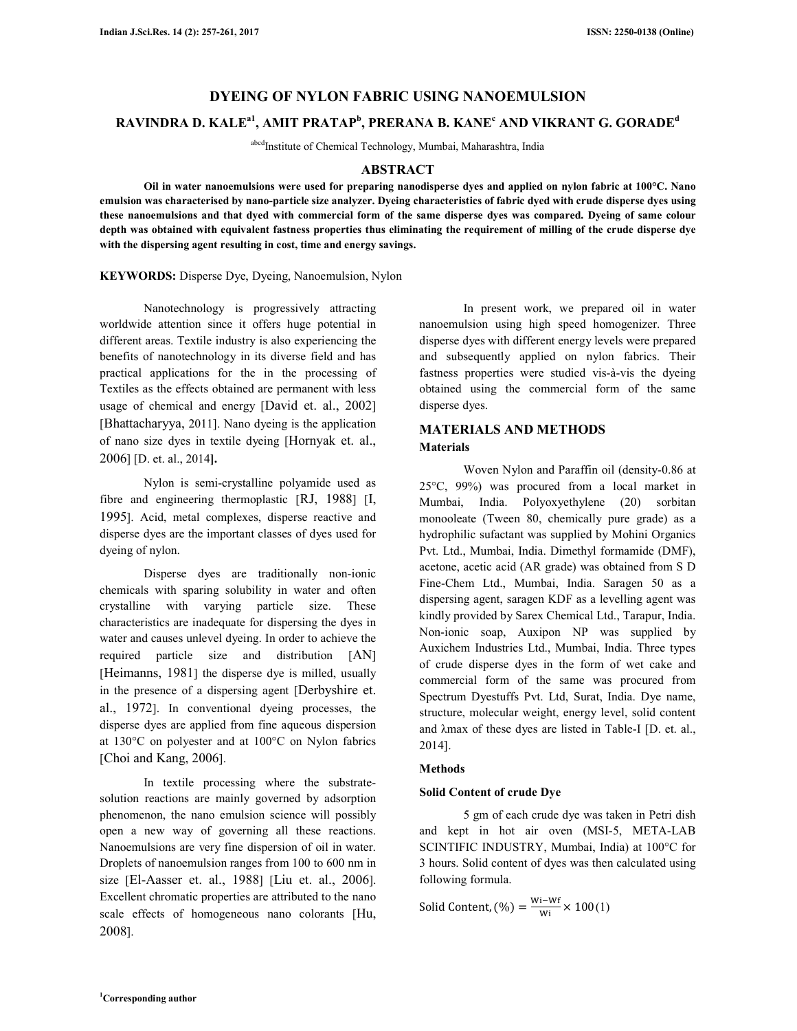# DYEING OF NYLON FABRIC USING NANOEMULSION

## RAVINDRA D. KALE[a1], AMIT PRATAP[b], PRERANA B. KANE[c] AND VIKRANT G. GORADE[d]

[abcd]Institute of Chemical Technology, Mumbai, Maharashtra, India

## ABSTRACT

**Oil in water nanoemulsions were used for preparing nanodisperse dyes and applied on nylon fabric at 100°C. Nano emulsion was characterised by nano-particle size analyzer. Dyeing characteristics of fabric dyed with crude disperse dyes using these nanoemulsions and that dyed with commercial form of the same disperse dyes was compared. Dyeing of same colour depth was obtained with equivalent fastness properties thus eliminating the requirement of milling of the crude disperse dye with the dispersing agent resulting in cost, time and energy savings.**

**KEYWORDS:** Disperse Dye, Dyeing, Nanoemulsion, Nylon

Nanotechnology is progressively attracting worldwide attention since it offers huge potential in different areas. Textile industry is also experiencing the benefits of nanotechnology in its diverse field and has practical applications for the in the processing of Textiles as the effects obtained are permanent with less usage of chemical and energy [David et. al., 2002] [Bhattacharyya, 2011]. Nano dyeing is the application of nano size dyes in textile dyeing [Hornyak et. al., 2006] [D. et. al., 2014].

Nylon is semi-crystalline polyamide used as fibre and engineering thermoplastic [RJ, 1988] [I, 1995]. Acid, metal complexes, disperse reactive and disperse dyes are the important classes of dyes used for dyeing of nylon.

Disperse dyes are traditionally non-ionic chemicals with sparing solubility in water and often crystalline with varying particle size. These characteristics are inadequate for dispersing the dyes in water and causes unlevel dyeing. In order to achieve the required particle size and distribution [AN] [Heimanns, 1981] the disperse dye is milled, usually in the presence of a dispersing agent [Derbyshire et. al., 1972]. In conventional dyeing processes, the disperse dyes are applied from fine aqueous dispersion at 130°C on polyester and at 100°C on Nylon fabrics [Choi and Kang, 2006].

In textile processing where the substrate-solution reactions are mainly governed by adsorption phenomenon, the nano emulsion science will possibly open a new way of governing all these reactions. Nanoemulsions are very fine dispersion of oil in water. Droplets of nanoemulsion ranges from 100 to 600 nm in size [El-Aasser et. al., 1988] [Liu et. al., 2006]. Excellent chromatic properties are attributed to the nano scale effects of homogeneous nano colorants [Hu, 2008].

In present work, we prepared oil in water nanoemulsion using high speed homogenizer. Three disperse dyes with different energy levels were prepared and subsequently applied on nylon fabrics. Their fastness properties were studied vis-à-vis the dyeing obtained using the commercial form of the same disperse dyes.

## MATERIALS AND METHODS

### Materials

Woven Nylon and Paraffin oil (density-0.86 at 25°C, 99%) was procured from a local market in Mumbai, India. Polyoxyethylene (20) sorbitan monooleate (Tween 80, chemically pure grade) as a hydrophilic sufactant was supplied by Mohini Organics Pvt. Ltd., Mumbai, India. Dimethyl formamide (DMF), acetone, acetic acid (AR grade) was obtained from S D Fine-Chem Ltd., Mumbai, India. Saragen 50 as a dispersing agent, saragen KDF as a levelling agent was kindly provided by Sarex Chemical Ltd., Tarapur, India. Non-ionic soap, Auxipon NP was supplied by Auxichem Industries Ltd., Mumbai, India. Three types of crude disperse dyes in the form of wet cake and commercial form of the same was procured from Spectrum Dyestuffs Pvt. Ltd, Surat, India. Dye name, structure, molecular weight, energy level, solid content and λmax of these dyes are listed in Table-I [D. et. al., 2014].

### Methods

#### Solid Content of crude Dye

5 gm of each crude dye was taken in Petri dish and kept in hot air oven (MSI-5, META-LAB SCINTIFIC INDUSTRY, Mumbai, India) at 100°C for 3 hours. Solid content of dyes was then calculated using following formula.

$$\text{Solid Content, } (\%) = \frac{W_i - W_f}{W_i} \times 100 \quad (1)$$

[1]Corresponding author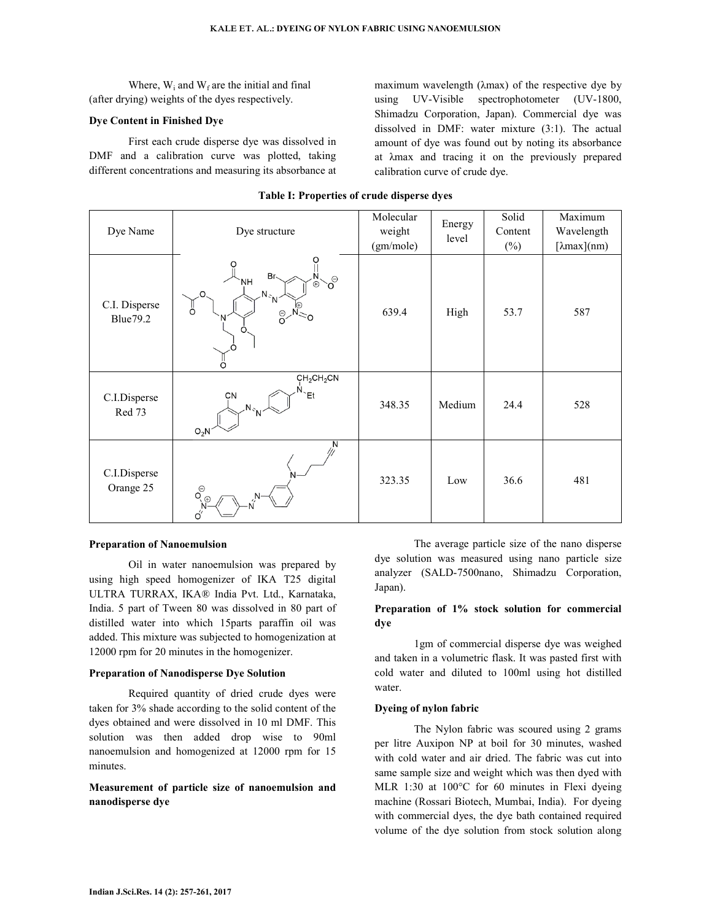Where, $W_i$ and $W_f$ are the initial and final (after drying) weights of the dyes respectively.

### Dye Content in Finished Dye

First each crude disperse dye was dissolved in DMF and a calibration curve was plotted, taking different concentrations and measuring its absorbance at maximum wavelength (λmax) of the respective dye by using UV-Visible spectrophotometer (UV-1800, Shimadzu Corporation, Japan). Commercial dye was dissolved in DMF: water mixture (3:1). The actual amount of dye was found out by noting its absorbance at λmax and tracing it on the previously prepared calibration curve of crude dye.

**Table I: Properties of crude disperse dyes**

| Dye Name | Dye structure | Molecular weight (gm/mole) | Energy level | Solid Content (%) | Maximum Wavelength [λmax](nm) |
|---|---|---|---|---|---|
| C.I. Disperse Blue79.2 | | 639.4 | High | 53.7 | 587 |
| C.I.Disperse Red 73 | | 348.35 | Medium | 24.4 | 528 |
| C.I.Disperse Orange 25 | | 323.35 | Low | 36.6 | 481 |

### Preparation of Nanoemulsion

Oil in water nanoemulsion was prepared by using high speed homogenizer of IKA T25 digital ULTRA TURRAX, IKA® India Pvt. Ltd., Karnataka, India. 5 part of Tween 80 was dissolved in 80 part of distilled water into which 15parts paraffin oil was added. This mixture was subjected to homogenization at 12000 rpm for 20 minutes in the homogenizer.

### Preparation of Nanodisperse Dye Solution

Required quantity of dried crude dyes were taken for 3% shade according to the solid content of the dyes obtained and were dissolved in 10 ml DMF. This solution was then added drop wise to 90ml nanoemulsion and homogenized at 12000 rpm for 15 minutes.

### Measurement of particle size of nanoemulsion and nanodisperse dye

The average particle size of the nano disperse dye solution was measured using nano particle size analyzer (SALD-7500nano, Shimadzu Corporation, Japan).

### Preparation of 1% stock solution for commercial dye

1gm of commercial disperse dye was weighed and taken in a volumetric flask. It was pasted first with cold water and diluted to 100ml using hot distilled water.

### Dyeing of nylon fabric

The Nylon fabric was scoured using 2 grams per litre Auxipon NP at boil for 30 minutes, washed with cold water and air dried. The fabric was cut into same sample size and weight which was then dyed with MLR 1:30 at 100°C for 60 minutes in Flexi dyeing machine (Rossari Biotech, Mumbai, India). For dyeing with commercial dyes, the dye bath contained required volume of the dye solution from stock solution along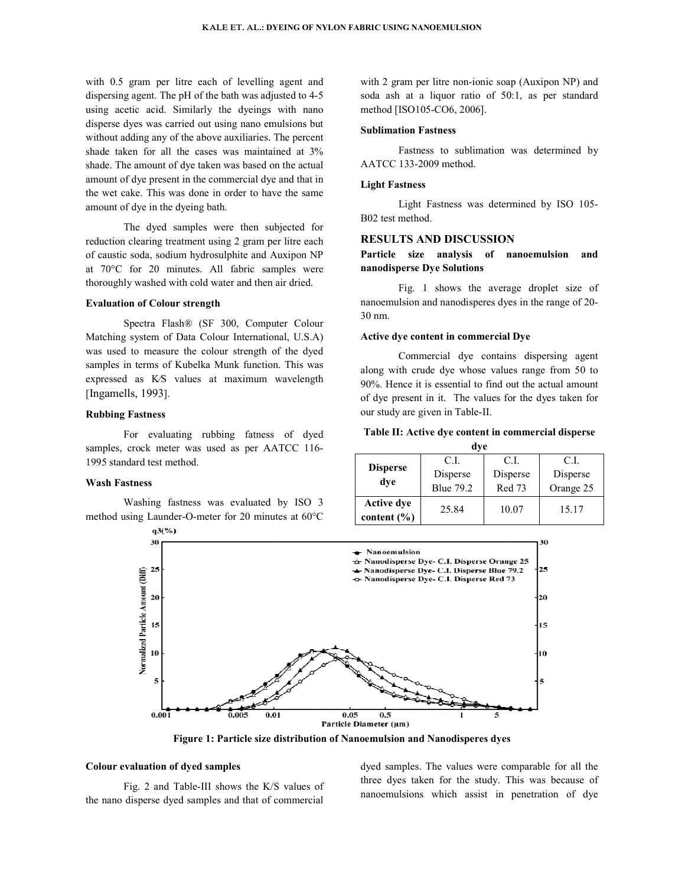with 0.5 gram per litre each of levelling agent and dispersing agent. The pH of the bath was adjusted to 4-5 using acetic acid. Similarly the dyeings with nano disperse dyes was carried out using nano emulsions but without adding any of the above auxiliaries. The percent shade taken for all the cases was maintained at 3% shade. The amount of dye taken was based on the actual amount of dye present in the commercial dye and that in the wet cake. This was done in order to have the same amount of dye in the dyeing bath.

The dyed samples were then subjected for reduction clearing treatment using 2 gram per litre each of caustic soda, sodium hydrosulphite and Auxipon NP at 70°C for 20 minutes. All fabric samples were thoroughly washed with cold water and then air dried.

**Evaluation of Colour strength**

Spectra Flash® (SF 300, Computer Colour Matching system of Data Colour International, U.S.A) was used to measure the colour strength of the dyed samples in terms of Kubelka Munk function. This was expressed as K/S values at maximum wavelength [Ingamells, 1993].

**Rubbing Fastness**

For evaluating rubbing fatness of dyed samples, crock meter was used as per AATCC 116-1995 standard test method.

**Wash Fastness**

Washing fastness was evaluated by ISO 3 method using Launder-O-meter for 20 minutes at 60°C with 2 gram per litre non-ionic soap (Auxipon NP) and soda ash at a liquor ratio of 50:1, as per standard method [ISO105-CO6, 2006].

**Sublimation Fastness**

Fastness to sublimation was determined by AATCC 133-2009 method.

**Light Fastness**

Light Fastness was determined by ISO 105-B02 test method.

## RESULTS AND DISCUSSION

**Particle size analysis of nanoemulsion and nanodisperse Dye Solutions**

Fig. 1 shows the average droplet size of nanoemulsion and nanodisperes dyes in the range of 20-30 nm.

**Active dye content in commercial Dye**

Commercial dye contains dispersing agent along with crude dye whose values range from 50 to 90%. Hence it is essential to find out the actual amount of dye present in it. The values for the dyes taken for our study are given in Table-II.

**Table II: Active dye content in commercial disperse dye**

| Disperse dye | C.I. Disperse Blue 79.2 | C.I. Disperse Red 73 | C.I. Disperse Orange 25 |
|---|---|---|---|
| Active dye content (%) | 25.84 | 10.07 | 15.17 |

**Figure 1: Particle size distribution of Nanoemulsion and Nanodisperes dyes**

**Colour evaluation of dyed samples**

Fig. 2 and Table-III shows the K/S values of the nano disperse dyed samples and that of commercial dyed samples. The values were comparable for all the three dyes taken for the study. This was because of nanoemulsions which assist in penetration of dye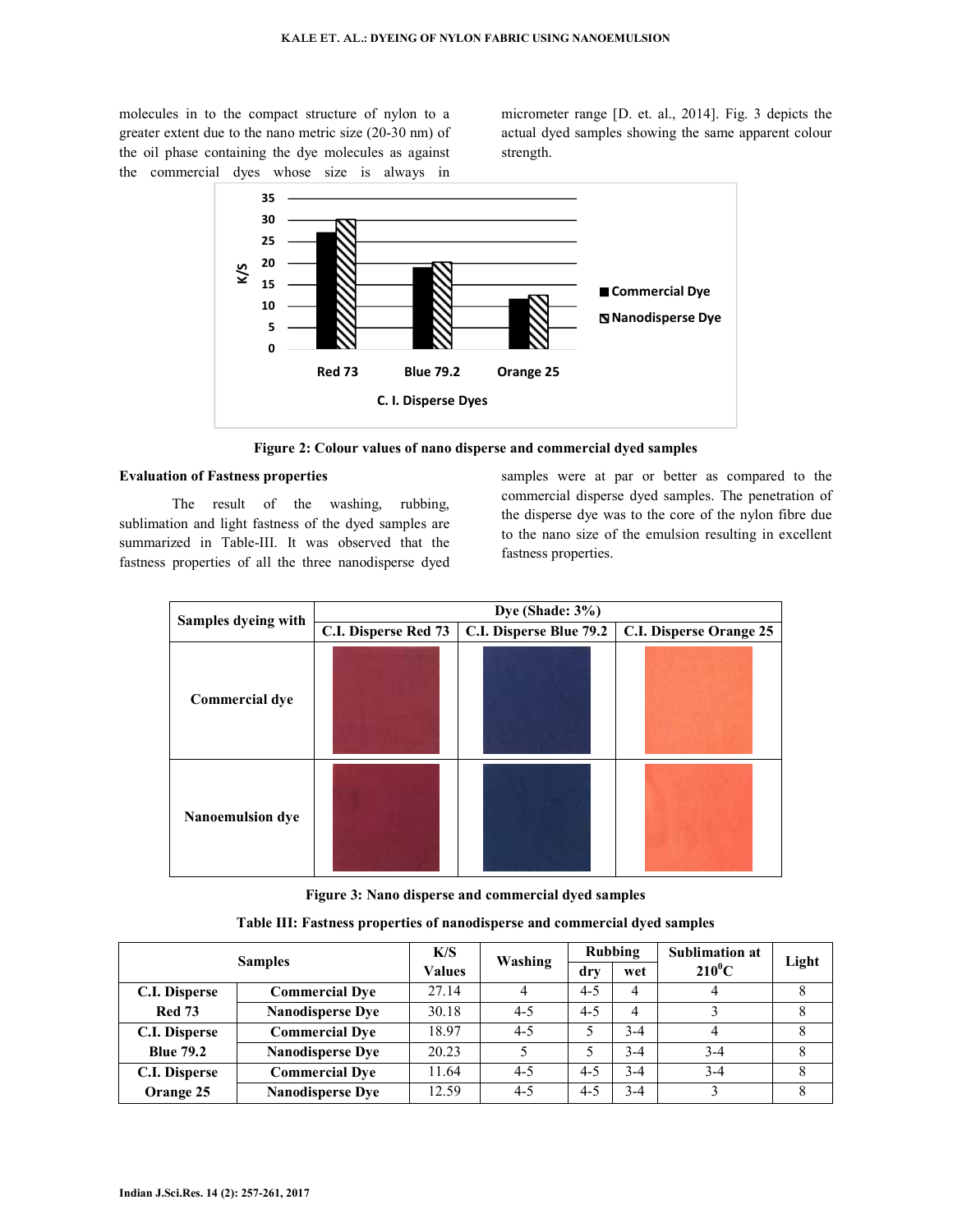molecules in to the compact structure of nylon to a greater extent due to the nano metric size (20-30 nm) of the oil phase containing the dye molecules as against the commercial dyes whose size is always in micrometer range [D. et. al., 2014]. Fig. 3 depicts the actual dyed samples showing the same apparent colour strength.

**Figure 2: Colour values of nano disperse and commercial dyed samples**

**Figure 3: Nano disperse and commercial dyed samples**

### Evaluation of Fastness properties

The result of the washing, rubbing, sublimation and light fastness of the dyed samples are summarized in Table-III. It was observed that the fastness properties of all the three nanodisperse dyed samples were at par or better as compared to the commercial disperse dyed samples. The penetration of the disperse dye was to the core of the nylon fibre due to the nano size of the emulsion resulting in excellent fastness properties.

**Table III: Fastness properties of nanodisperse and commercial dyed samples**

| Samples | | K/S Values | Washing | Rubbing | | Sublimation at 210$^0$C | Light |
|---|---|---|---|---|---|---|---|
| | | | | dry | wet | | |
| C.I. Disperse Red 73 | Commercial Dye | 27.14 | 4 | 4-5 | 4 | 4 | 8 |
| | Nanodisperse Dye | 30.18 | 4-5 | 4-5 | 4 | 3 | 8 |
| C.I. Disperse Blue 79.2 | Commercial Dye | 18.97 | 4-5 | 5 | 3-4 | 4 | 8 |
| | Nanodisperse Dye | 20.23 | 5 | 5 | 3-4 | 3-4 | 8 |
| C.I. Disperse Orange 25 | Commercial Dye | 11.64 | 4-5 | 4-5 | 3-4 | 3-4 | 8 |
| | Nanodisperse Dye | 12.59 | 4-5 | 4-5 | 3-4 | 3 | 8 |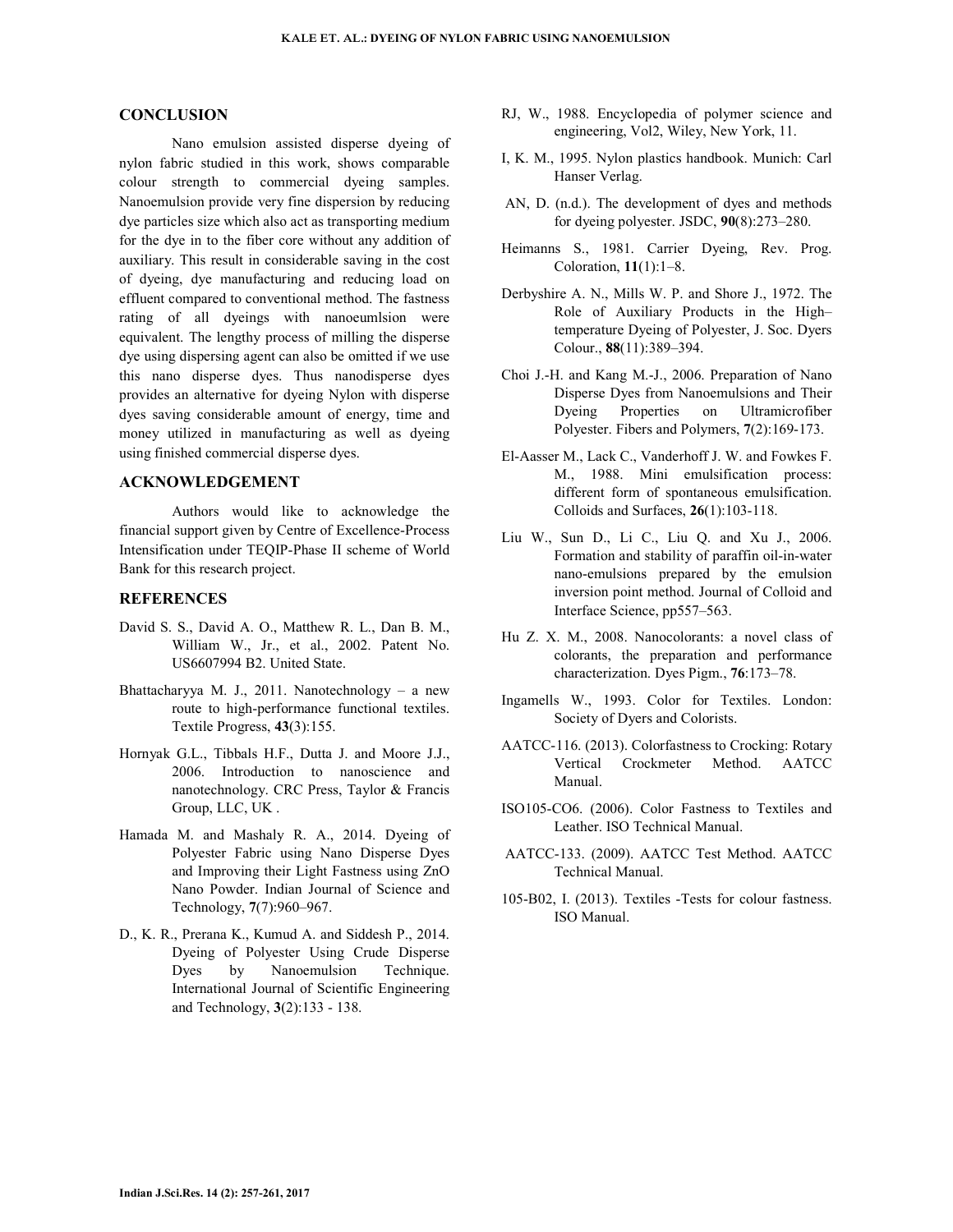## CONCLUSION

Nano emulsion assisted disperse dyeing of nylon fabric studied in this work, shows comparable colour strength to commercial dyeing samples. Nanoemulsion provide very fine dispersion by reducing dye particles size which also act as transporting medium for the dye in to the fiber core without any addition of auxiliary. This result in considerable saving in the cost of dyeing, dye manufacturing and reducing load on effluent compared to conventional method. The fastness rating of all dyeings with nanoeumlsion were equivalent. The lengthy process of milling the disperse dye using dispersing agent can also be omitted if we use this nano disperse dyes. Thus nanodisperse dyes provides an alternative for dyeing Nylon with disperse dyes saving considerable amount of energy, time and money utilized in manufacturing as well as dyeing using finished commercial disperse dyes.

## ACKNOWLEDGEMENT

Authors would like to acknowledge the financial support given by Centre of Excellence-Process Intensification under TEQIP-Phase II scheme of World Bank for this research project.

## REFERENCES

David S. S., David A. O., Matthew R. L., Dan B. M., William W., Jr., et al., 2002. Patent No. US6607994 B2. United State.

Bhattacharyya M. J., 2011. Nanotechnology – a new route to high-performance functional textiles. Textile Progress, **43**(3):155.

Hornyak G.L., Tibbals H.F., Dutta J. and Moore J.J., 2006. Introduction to nanoscience and nanotechnology. CRC Press, Taylor & Francis Group, LLC, UK .

Hamada M. and Mashaly R. A., 2014. Dyeing of Polyester Fabric using Nano Disperse Dyes and Improving their Light Fastness using ZnO Nano Powder. Indian Journal of Science and Technology, **7**(7):960–967.

D., K. R., Prerana K., Kumud A. and Siddesh P., 2014. Dyeing of Polyester Using Crude Disperse Dyes by Nanoemulsion Technique. International Journal of Scientific Engineering and Technology, **3**(2):133 - 138.

RJ, W., 1988. Encyclopedia of polymer science and engineering, Vol2, Wiley, New York, 11.

I, K. M., 1995. Nylon plastics handbook. Munich: Carl Hanser Verlag.

AN, D. (n.d.). The development of dyes and methods for dyeing polyester. JSDC, **90**(8):273–280.

Heimanns S., 1981. Carrier Dyeing, Rev. Prog. Coloration, **11**(1):1–8.

Derbyshire A. N., Mills W. P. and Shore J., 1972. The Role of Auxiliary Products in the High–temperature Dyeing of Polyester, J. Soc. Dyers Colour., **88**(11):389–394.

Choi J.-H. and Kang M.-J., 2006. Preparation of Nano Disperse Dyes from Nanoemulsions and Their Dyeing Properties on Ultramicrofiber Polyester. Fibers and Polymers, **7**(2):169-173.

El-Aasser M., Lack C., Vanderhoff J. W. and Fowkes F. M., 1988. Mini emulsification process: different form of spontaneous emulsification. Colloids and Surfaces, **26**(1):103-118.

Liu W., Sun D., Li C., Liu Q. and Xu J., 2006. Formation and stability of paraffin oil-in-water nano-emulsions prepared by the emulsion inversion point method. Journal of Colloid and Interface Science, pp557–563.

Hu Z. X. M., 2008. Nanocolorants: a novel class of colorants, the preparation and performance characterization. Dyes Pigm., **76**:173–78.

Ingamells W., 1993. Color for Textiles. London: Society of Dyers and Colorists.

AATCC-116. (2013). Colorfastness to Crocking: Rotary Vertical Crockmeter Method. AATCC Manual.

ISO105-CO6. (2006). Color Fastness to Textiles and Leather. ISO Technical Manual.

AATCC-133. (2009). AATCC Test Method. AATCC Technical Manual.

105-B02, I. (2013). Textiles -Tests for colour fastness. ISO Manual.